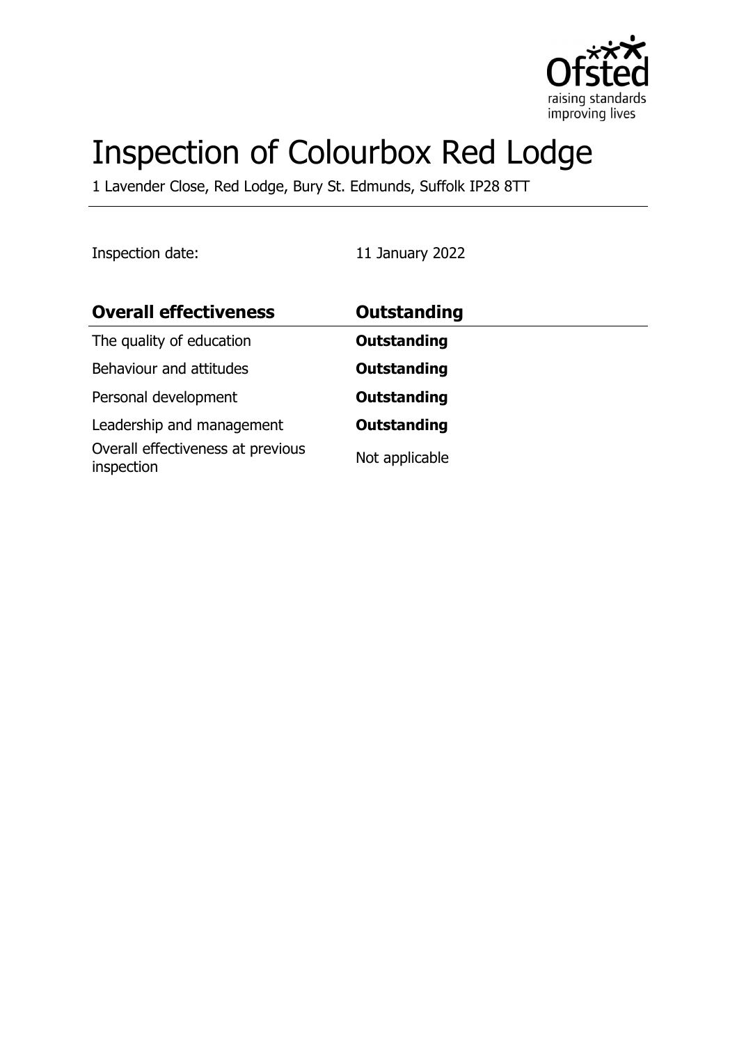# Inspection of Colourbox Red Lodge

1 Lavender Close, Red Lodge, Bury St. Edmunds, Suffolk IP28 8TT

Inspection date: 11 January 2022

| **Overall effectiveness** | **Outstanding** |
| --- | --- |
| The quality of education | **Outstanding** |
| Behaviour and attitudes | **Outstanding** |
| Personal development | **Outstanding** |
| Leadership and management | **Outstanding** |
| Overall effectiveness at previous inspection | Not applicable |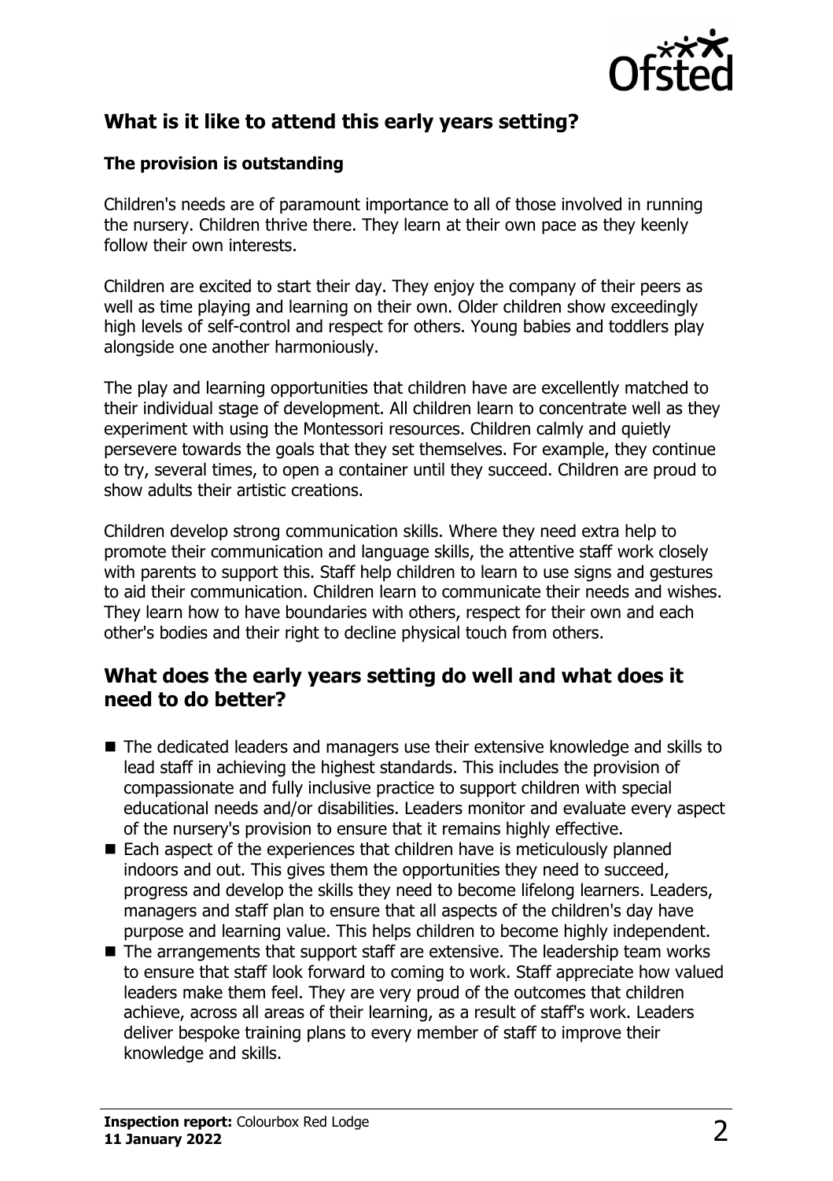## What is it like to attend this early years setting?

### The provision is outstanding

Children's needs are of paramount importance to all of those involved in running the nursery. Children thrive there. They learn at their own pace as they keenly follow their own interests.

Children are excited to start their day. They enjoy the company of their peers as well as time playing and learning on their own. Older children show exceedingly high levels of self-control and respect for others. Young babies and toddlers play alongside one another harmoniously.

The play and learning opportunities that children have are excellently matched to their individual stage of development. All children learn to concentrate well as they experiment with using the Montessori resources. Children calmly and quietly persevere towards the goals that they set themselves. For example, they continue to try, several times, to open a container until they succeed. Children are proud to show adults their artistic creations.

Children develop strong communication skills. Where they need extra help to promote their communication and language skills, the attentive staff work closely with parents to support this. Staff help children to learn to use signs and gestures to aid their communication. Children learn to communicate their needs and wishes. They learn how to have boundaries with others, respect for their own and each other's bodies and their right to decline physical touch from others.

## What does the early years setting do well and what does it need to do better?

- The dedicated leaders and managers use their extensive knowledge and skills to lead staff in achieving the highest standards. This includes the provision of compassionate and fully inclusive practice to support children with special educational needs and/or disabilities. Leaders monitor and evaluate every aspect of the nursery's provision to ensure that it remains highly effective.
- Each aspect of the experiences that children have is meticulously planned indoors and out. This gives them the opportunities they need to succeed, progress and develop the skills they need to become lifelong learners. Leaders, managers and staff plan to ensure that all aspects of the children's day have purpose and learning value. This helps children to become highly independent.
- The arrangements that support staff are extensive. The leadership team works to ensure that staff look forward to coming to work. Staff appreciate how valued leaders make them feel. They are very proud of the outcomes that children achieve, across all areas of their learning, as a result of staff's work. Leaders deliver bespoke training plans to every member of staff to improve their knowledge and skills.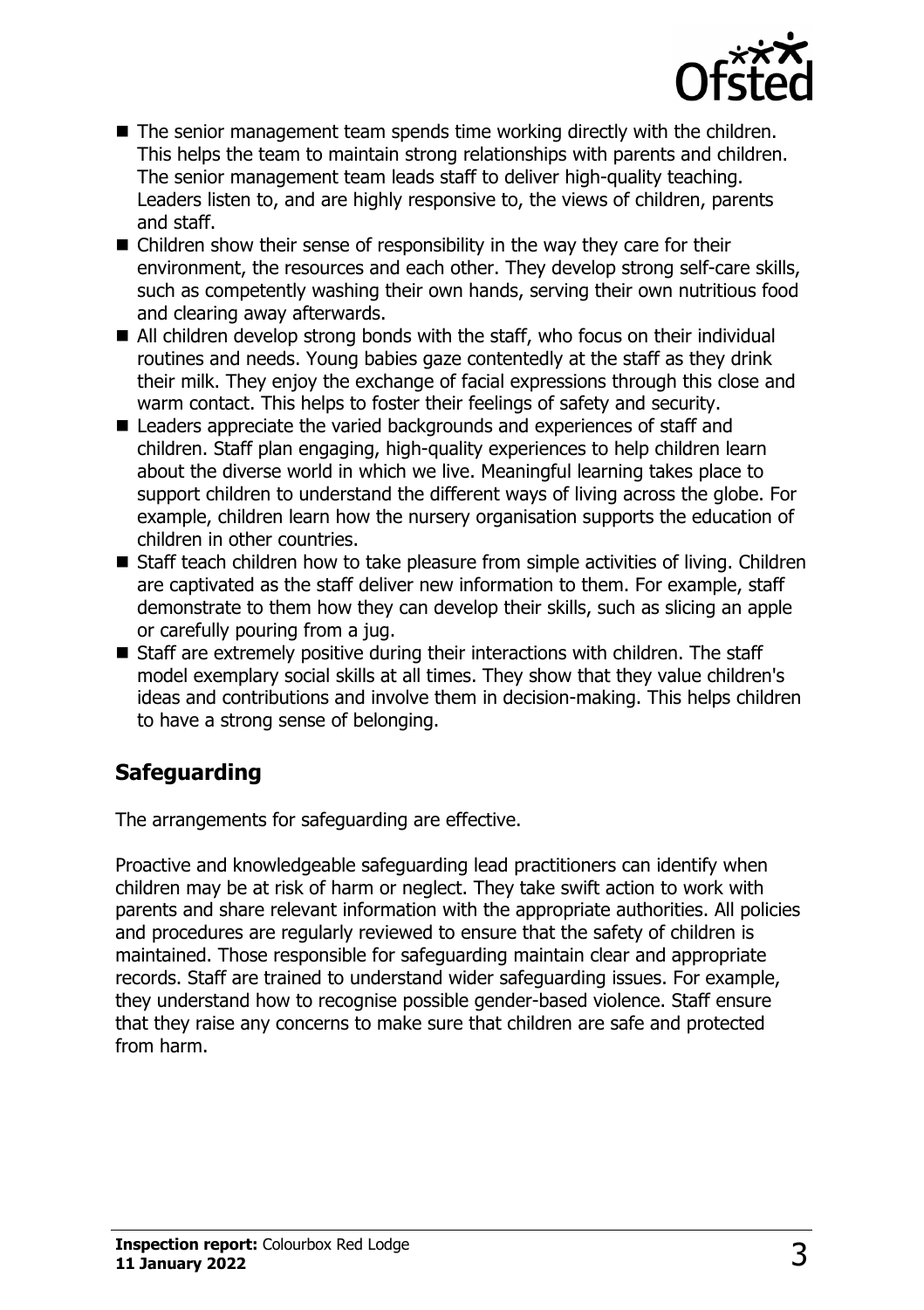- The senior management team spends time working directly with the children. This helps the team to maintain strong relationships with parents and children. The senior management team leads staff to deliver high-quality teaching. Leaders listen to, and are highly responsive to, the views of children, parents and staff.
- Children show their sense of responsibility in the way they care for their environment, the resources and each other. They develop strong self-care skills, such as competently washing their own hands, serving their own nutritious food and clearing away afterwards.
- All children develop strong bonds with the staff, who focus on their individual routines and needs. Young babies gaze contentedly at the staff as they drink their milk. They enjoy the exchange of facial expressions through this close and warm contact. This helps to foster their feelings of safety and security.
- Leaders appreciate the varied backgrounds and experiences of staff and children. Staff plan engaging, high-quality experiences to help children learn about the diverse world in which we live. Meaningful learning takes place to support children to understand the different ways of living across the globe. For example, children learn how the nursery organisation supports the education of children in other countries.
- Staff teach children how to take pleasure from simple activities of living. Children are captivated as the staff deliver new information to them. For example, staff demonstrate to them how they can develop their skills, such as slicing an apple or carefully pouring from a jug.
- Staff are extremely positive during their interactions with children. The staff model exemplary social skills at all times. They show that they value children's ideas and contributions and involve them in decision-making. This helps children to have a strong sense of belonging.

## Safeguarding

The arrangements for safeguarding are effective.

Proactive and knowledgeable safeguarding lead practitioners can identify when children may be at risk of harm or neglect. They take swift action to work with parents and share relevant information with the appropriate authorities. All policies and procedures are regularly reviewed to ensure that the safety of children is maintained. Those responsible for safeguarding maintain clear and appropriate records. Staff are trained to understand wider safeguarding issues. For example, they understand how to recognise possible gender-based violence. Staff ensure that they raise any concerns to make sure that children are safe and protected from harm.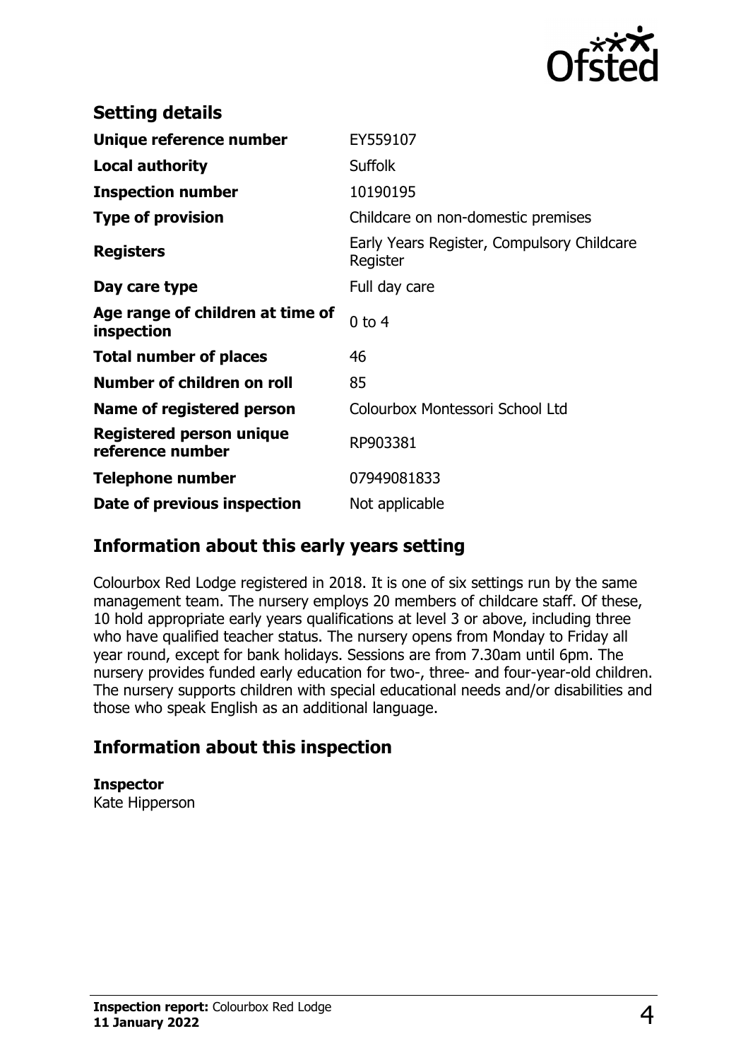## Setting details

| | |
|---|---|
| **Unique reference number** | EY559107 |
| **Local authority** | Suffolk |
| **Inspection number** | 10190195 |
| **Type of provision** | Childcare on non-domestic premises |
| **Registers** | Early Years Register, Compulsory Childcare Register |
| **Day care type** | Full day care |
| **Age range of children at time of inspection** | 0 to 4 |
| **Total number of places** | 46 |
| **Number of children on roll** | 85 |
| **Name of registered person** | Colourbox Montessori School Ltd |
| **Registered person unique reference number** | RP903381 |
| **Telephone number** | 07949081833 |
| **Date of previous inspection** | Not applicable |

## Information about this early years setting

Colourbox Red Lodge registered in 2018. It is one of six settings run by the same management team. The nursery employs 20 members of childcare staff. Of these, 10 hold appropriate early years qualifications at level 3 or above, including three who have qualified teacher status. The nursery opens from Monday to Friday all year round, except for bank holidays. Sessions are from 7.30am until 6pm. The nursery provides funded early education for two-, three- and four-year-old children. The nursery supports children with special educational needs and/or disabilities and those who speak English as an additional language.

## Information about this inspection

**Inspector**
Kate Hipperson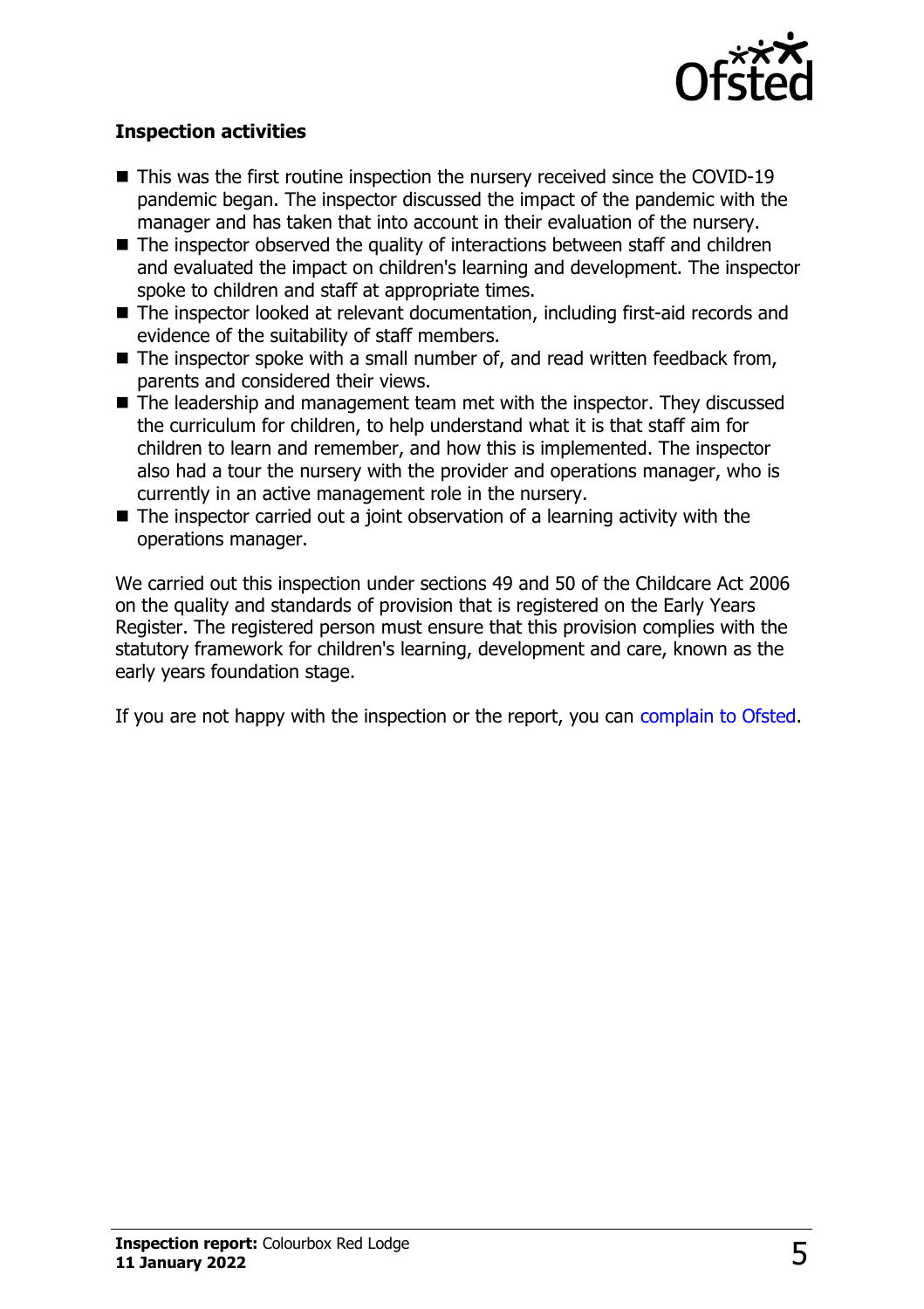### Inspection activities

- This was the first routine inspection the nursery received since the COVID-19 pandemic began. The inspector discussed the impact of the pandemic with the manager and has taken that into account in their evaluation of the nursery.
- The inspector observed the quality of interactions between staff and children and evaluated the impact on children's learning and development. The inspector spoke to children and staff at appropriate times.
- The inspector looked at relevant documentation, including first-aid records and evidence of the suitability of staff members.
- The inspector spoke with a small number of, and read written feedback from, parents and considered their views.
- The leadership and management team met with the inspector. They discussed the curriculum for children, to help understand what it is that staff aim for children to learn and remember, and how this is implemented. The inspector also had a tour the nursery with the provider and operations manager, who is currently in an active management role in the nursery.
- The inspector carried out a joint observation of a learning activity with the operations manager.

We carried out this inspection under sections 49 and 50 of the Childcare Act 2006 on the quality and standards of provision that is registered on the Early Years Register. The registered person must ensure that this provision complies with the statutory framework for children's learning, development and care, known as the early years foundation stage.

If you are not happy with the inspection or the report, you can complain to Ofsted.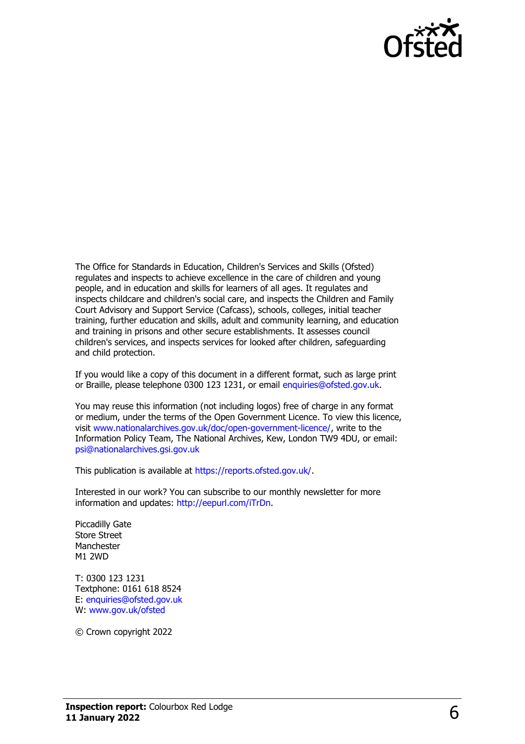The Office for Standards in Education, Children's Services and Skills (Ofsted) regulates and inspects to achieve excellence in the care of children and young people, and in education and skills for learners of all ages. It regulates and inspects childcare and children's social care, and inspects the Children and Family Court Advisory and Support Service (Cafcass), schools, colleges, initial teacher training, further education and skills, adult and community learning, and education and training in prisons and other secure establishments. It assesses council children's services, and inspects services for looked after children, safeguarding and child protection.

If you would like a copy of this document in a different format, such as large print or Braille, please telephone 0300 123 1231, or email enquiries@ofsted.gov.uk.

You may reuse this information (not including logos) free of charge in any format or medium, under the terms of the Open Government Licence. To view this licence, visit www.nationalarchives.gov.uk/doc/open-government-licence/, write to the Information Policy Team, The National Archives, Kew, London TW9 4DU, or email: psi@nationalarchives.gsi.gov.uk

This publication is available at https://reports.ofsted.gov.uk/.

Interested in our work? You can subscribe to our monthly newsletter for more information and updates: http://eepurl.com/iTrDn.

Piccadilly Gate  
Store Street  
Manchester  
M1 2WD

T: 0300 123 1231  
Textphone: 0161 618 8524  
E: enquiries@ofsted.gov.uk  
W: www.gov.uk/ofsted

© Crown copyright 2022